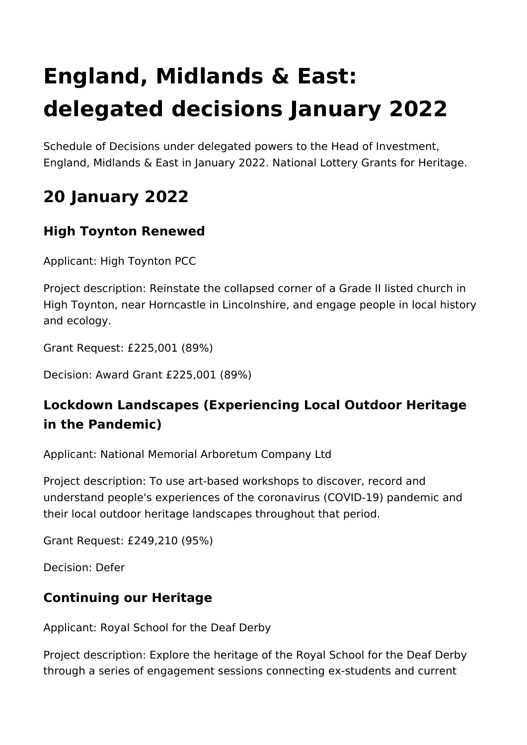# England, Midlands & East: delegated decisions January 2022

Schedule of Decisions under delegated powers to the Head of Investment, England, Midlands & East in January 2022. National Lottery Grants for Heritage.

## 20 January 2022

### High Toynton Renewed

Applicant: High Toynton PCC

Project description: Reinstate the collapsed corner of a Grade II listed church in High Toynton, near Horncastle in Lincolnshire, and engage people in local history and ecology.

Grant Request: £225,001 (89%)

Decision: Award Grant £225,001 (89%)

### Lockdown Landscapes (Experiencing Local Outdoor Heritage in the Pandemic)

Applicant: National Memorial Arboretum Company Ltd

Project description: To use art-based workshops to discover, record and understand people's experiences of the coronavirus (COVID-19) pandemic and their local outdoor heritage landscapes throughout that period.

Grant Request: £249,210 (95%)

Decision: Defer

### Continuing our Heritage

Applicant: Royal School for the Deaf Derby

Project description: Explore the heritage of the Royal School for the Deaf Derby through a series of engagement sessions connecting ex-students and current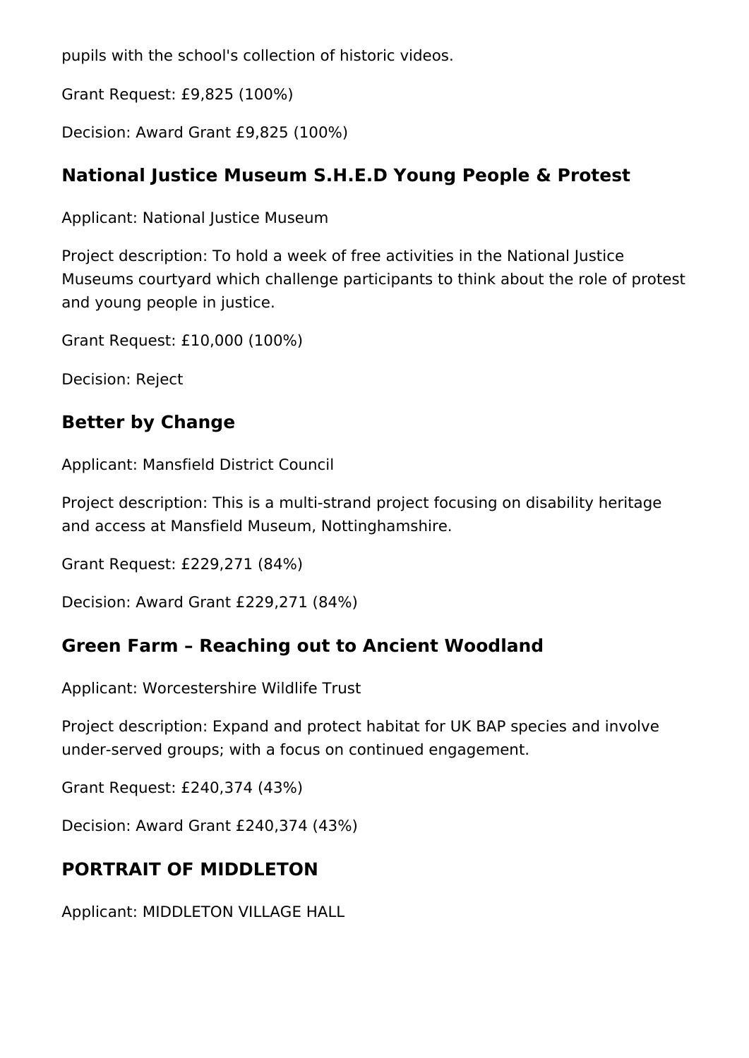pupils with the school's collection of historic videos.

Grant Request: £9,825 (100%)

Decision: Award Grant £9,825 (100%)

### National Justice Museum S.H.E.D Young People & Protest

Applicant: National Justice Museum

Project description: To hold a week of free activities in the National Justice Museums courtyard which challenge participants to think about the role of protest and young people in justice.

Grant Request: £10,000 (100%)

Decision: Reject

### Better by Change

Applicant: Mansfield District Council

Project description: This is a multi-strand project focusing on disability heritage and access at Mansfield Museum, Nottinghamshire.

Grant Request: £229,271 (84%)

Decision: Award Grant £229,271 (84%)

### Green Farm – Reaching out to Ancient Woodland

Applicant: Worcestershire Wildlife Trust

Project description: Expand and protect habitat for UK BAP species and involve under-served groups; with a focus on continued engagement.

Grant Request: £240,374 (43%)

Decision: Award Grant £240,374 (43%)

### PORTRAIT OF MIDDLETON

Applicant: MIDDLETON VILLAGE HALL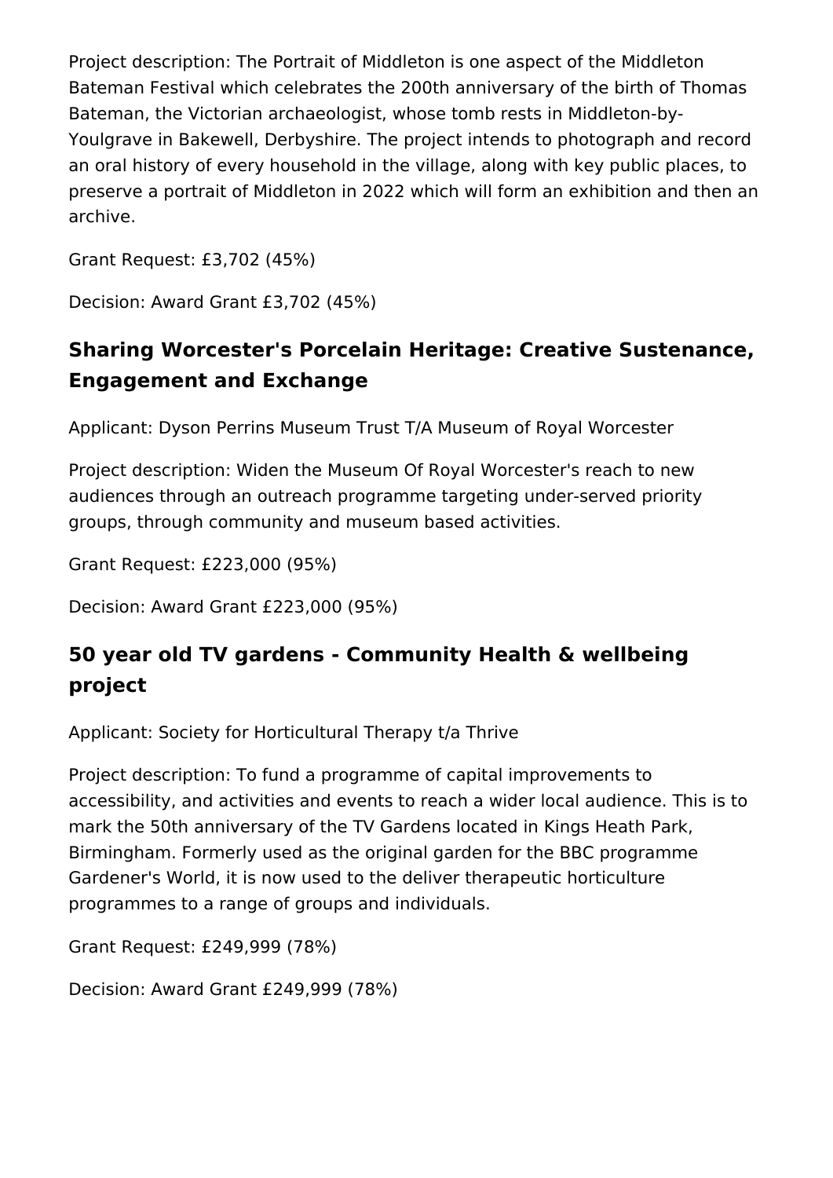Project description: The Portrait of Middleton is one aspect of the Middleton Bateman Festival which celebrates the 200th anniversary of the birth of Thomas Bateman, the Victorian archaeologist, whose tomb rests in Middleton-by-Youlgrave in Bakewell, Derbyshire. The project intends to photograph and record an oral history of every household in the village, along with key public places, to preserve a portrait of Middleton in 2022 which will form an exhibition and then an archive.

Grant Request: £3,702 (45%)

Decision: Award Grant £3,702 (45%)

## Sharing Worcester's Porcelain Heritage: Creative Sustenance, Engagement and Exchange

Applicant: Dyson Perrins Museum Trust T/A Museum of Royal Worcester

Project description: Widen the Museum Of Royal Worcester's reach to new audiences through an outreach programme targeting under-served priority groups, through community and museum based activities.

Grant Request: £223,000 (95%)

Decision: Award Grant £223,000 (95%)

## 50 year old TV gardens - Community Health & wellbeing project

Applicant: Society for Horticultural Therapy t/a Thrive

Project description: To fund a programme of capital improvements to accessibility, and activities and events to reach a wider local audience. This is to mark the 50th anniversary of the TV Gardens located in Kings Heath Park, Birmingham. Formerly used as the original garden for the BBC programme Gardener's World, it is now used to the deliver therapeutic horticulture programmes to a range of groups and individuals.

Grant Request: £249,999 (78%)

Decision: Award Grant £249,999 (78%)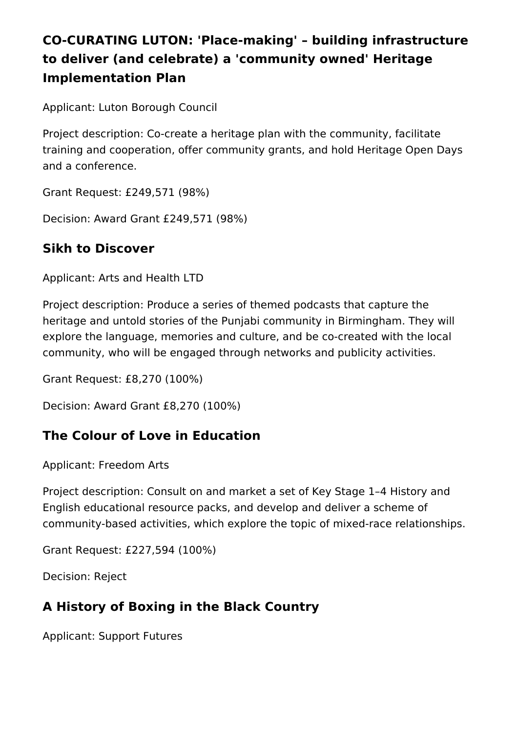### CO-CURATING LUTON: 'Place-making' – building infrastructure to deliver (and celebrate) a 'community owned' Heritage Implementation Plan

Applicant: Luton Borough Council

Project description: Co-create a heritage plan with the community, facilitate training and cooperation, offer community grants, and hold Heritage Open Days and a conference.

Grant Request: £249,571 (98%)

Decision: Award Grant £249,571 (98%)

### Sikh to Discover

Applicant: Arts and Health LTD

Project description: Produce a series of themed podcasts that capture the heritage and untold stories of the Punjabi community in Birmingham. They will explore the language, memories and culture, and be co-created with the local community, who will be engaged through networks and publicity activities.

Grant Request: £8,270 (100%)

Decision: Award Grant £8,270 (100%)

### The Colour of Love in Education

Applicant: Freedom Arts

Project description: Consult on and market a set of Key Stage 1–4 History and English educational resource packs, and develop and deliver a scheme of community-based activities, which explore the topic of mixed-race relationships.

Grant Request: £227,594 (100%)

Decision: Reject

### A History of Boxing in the Black Country

Applicant: Support Futures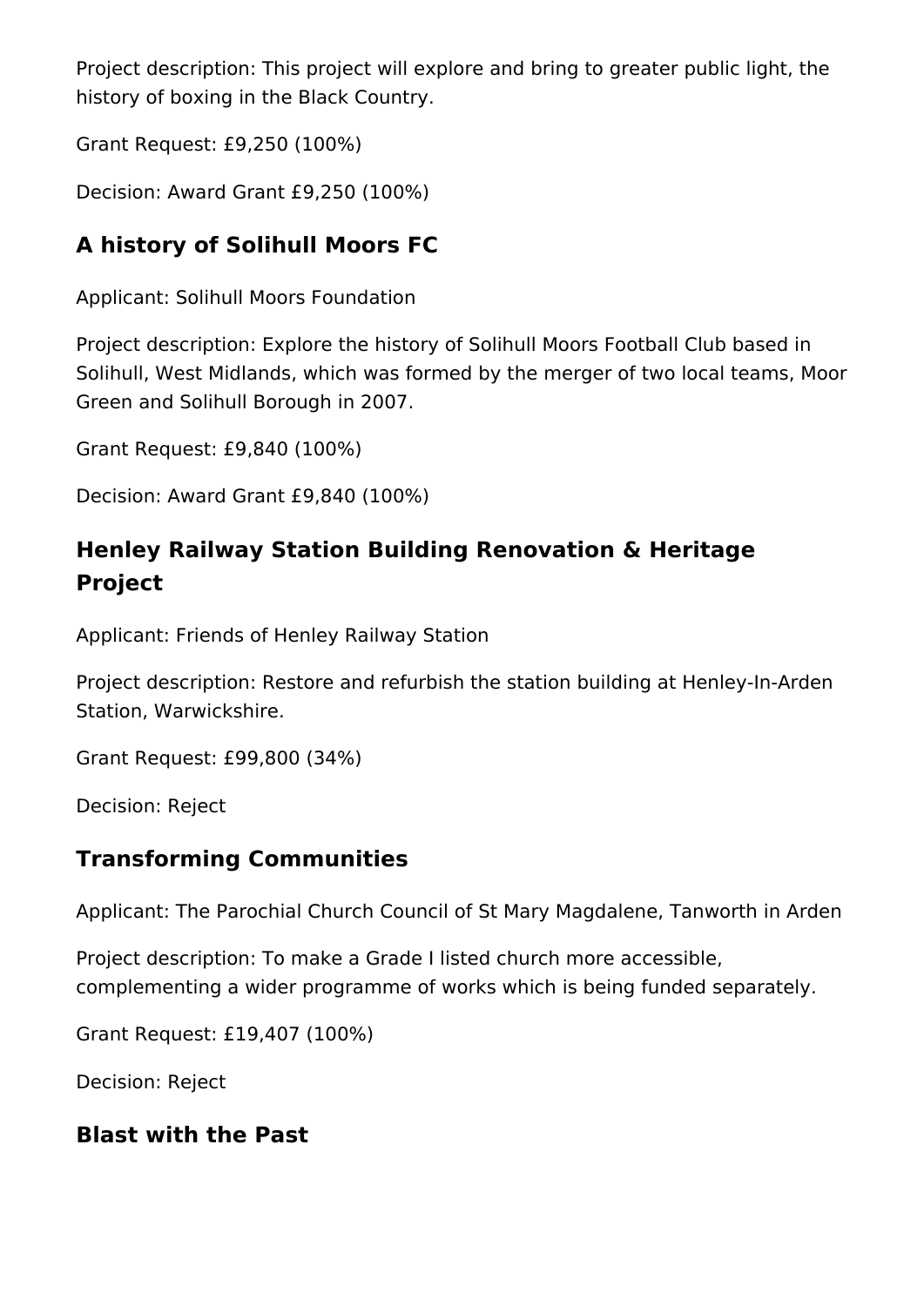Project description: This project will explore and bring to greater public light, the history of boxing in the Black Country.

Grant Request: £9,250 (100%)

Decision: Award Grant £9,250 (100%)

### A history of Solihull Moors FC

Applicant: Solihull Moors Foundation

Project description: Explore the history of Solihull Moors Football Club based in Solihull, West Midlands, which was formed by the merger of two local teams, Moor Green and Solihull Borough in 2007.

Grant Request: £9,840 (100%)

Decision: Award Grant £9,840 (100%)

### Henley Railway Station Building Renovation & Heritage Project

Applicant: Friends of Henley Railway Station

Project description: Restore and refurbish the station building at Henley-In-Arden Station, Warwickshire.

Grant Request: £99,800 (34%)

Decision: Reject

### Transforming Communities

Applicant: The Parochial Church Council of St Mary Magdalene, Tanworth in Arden

Project description: To make a Grade I listed church more accessible, complementing a wider programme of works which is being funded separately.

Grant Request: £19,407 (100%)

Decision: Reject

### Blast with the Past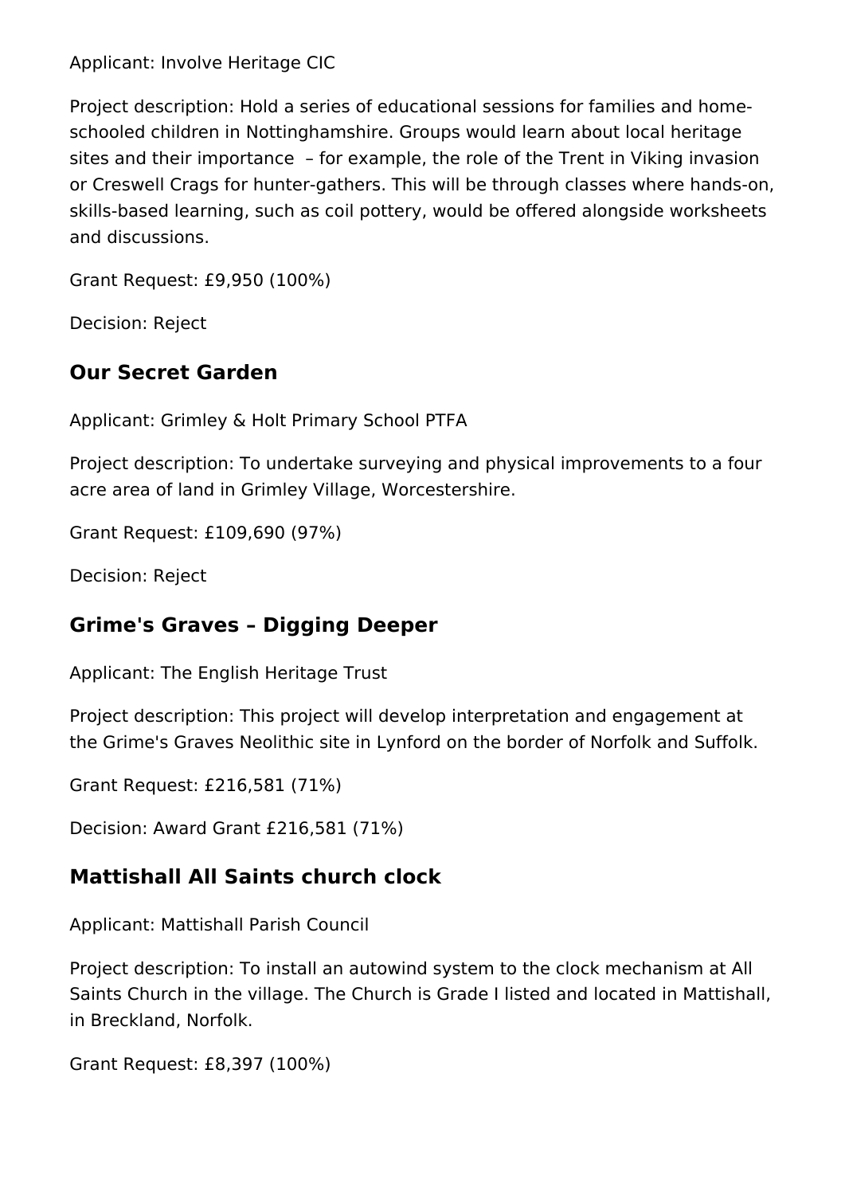Applicant: Involve Heritage CIC

Project description: Hold a series of educational sessions for families and home-schooled children in Nottinghamshire. Groups would learn about local heritage sites and their importance  – for example, the role of the Trent in Viking invasion or Creswell Crags for hunter-gathers. This will be through classes where hands-on, skills-based learning, such as coil pottery, would be offered alongside worksheets and discussions.

Grant Request: £9,950 (100%)

Decision: Reject

## Our Secret Garden

Applicant: Grimley & Holt Primary School PTFA

Project description: To undertake surveying and physical improvements to a four acre area of land in Grimley Village, Worcestershire.

Grant Request: £109,690 (97%)

Decision: Reject

## Grime's Graves – Digging Deeper

Applicant: The English Heritage Trust

Project description: This project will develop interpretation and engagement at the Grime's Graves Neolithic site in Lynford on the border of Norfolk and Suffolk.

Grant Request: £216,581 (71%)

Decision: Award Grant £216,581 (71%)

## Mattishall All Saints church clock

Applicant: Mattishall Parish Council

Project description: To install an autowind system to the clock mechanism at All Saints Church in the village. The Church is Grade I listed and located in Mattishall, in Breckland, Norfolk.

Grant Request: £8,397 (100%)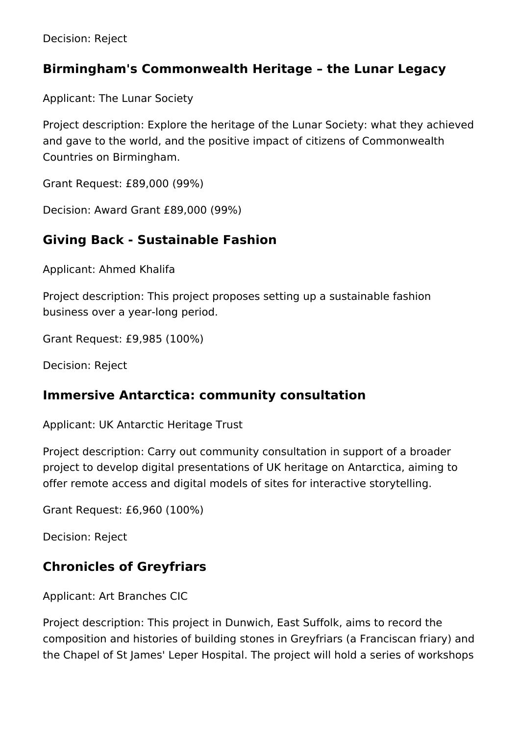Decision: Reject

## Birmingham's Commonwealth Heritage – the Lunar Legacy

Applicant: The Lunar Society

Project description: Explore the heritage of the Lunar Society: what they achieved and gave to the world, and the positive impact of citizens of Commonwealth Countries on Birmingham.

Grant Request: £89,000 (99%)

Decision: Award Grant £89,000 (99%)

## Giving Back - Sustainable Fashion

Applicant: Ahmed Khalifa

Project description: This project proposes setting up a sustainable fashion business over a year-long period.

Grant Request: £9,985 (100%)

Decision: Reject

## Immersive Antarctica: community consultation

Applicant: UK Antarctic Heritage Trust

Project description: Carry out community consultation in support of a broader project to develop digital presentations of UK heritage on Antarctica, aiming to offer remote access and digital models of sites for interactive storytelling.

Grant Request: £6,960 (100%)

Decision: Reject

## Chronicles of Greyfriars

Applicant: Art Branches CIC

Project description: This project in Dunwich, East Suffolk, aims to record the composition and histories of building stones in Greyfriars (a Franciscan friary) and the Chapel of St James' Leper Hospital. The project will hold a series of workshops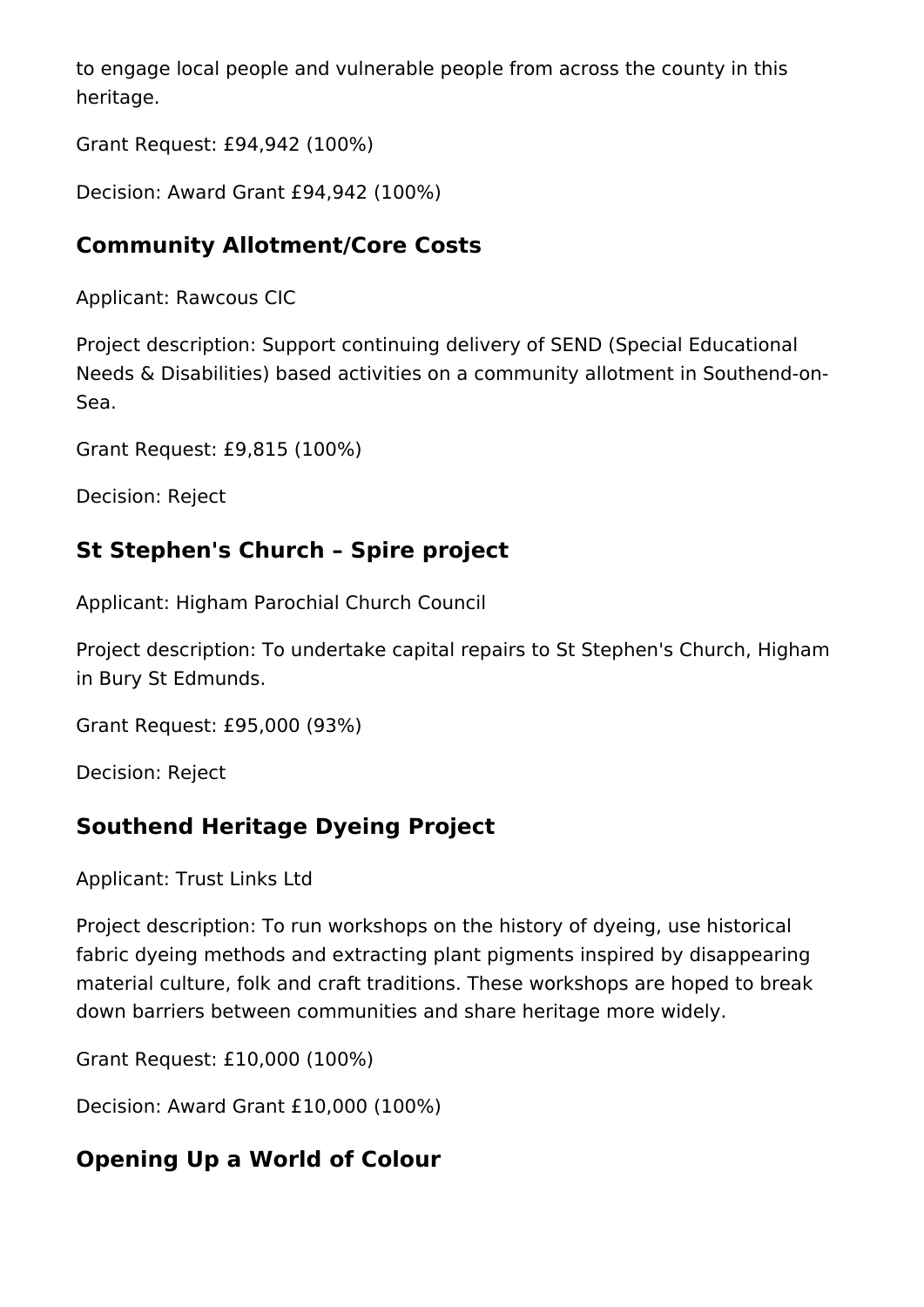to engage local people and vulnerable people from across the county in this heritage.

Grant Request: £94,942 (100%)

Decision: Award Grant £94,942 (100%)

## Community Allotment/Core Costs

Applicant: Rawcous CIC

Project description: Support continuing delivery of SEND (Special Educational Needs & Disabilities) based activities on a community allotment in Southend-on-Sea.

Grant Request: £9,815 (100%)

Decision: Reject

## St Stephen's Church – Spire project

Applicant: Higham Parochial Church Council

Project description: To undertake capital repairs to St Stephen's Church, Higham in Bury St Edmunds.

Grant Request: £95,000 (93%)

Decision: Reject

## Southend Heritage Dyeing Project

Applicant: Trust Links Ltd

Project description: To run workshops on the history of dyeing, use historical fabric dyeing methods and extracting plant pigments inspired by disappearing material culture, folk and craft traditions. These workshops are hoped to break down barriers between communities and share heritage more widely.

Grant Request: £10,000 (100%)

Decision: Award Grant £10,000 (100%)

## Opening Up a World of Colour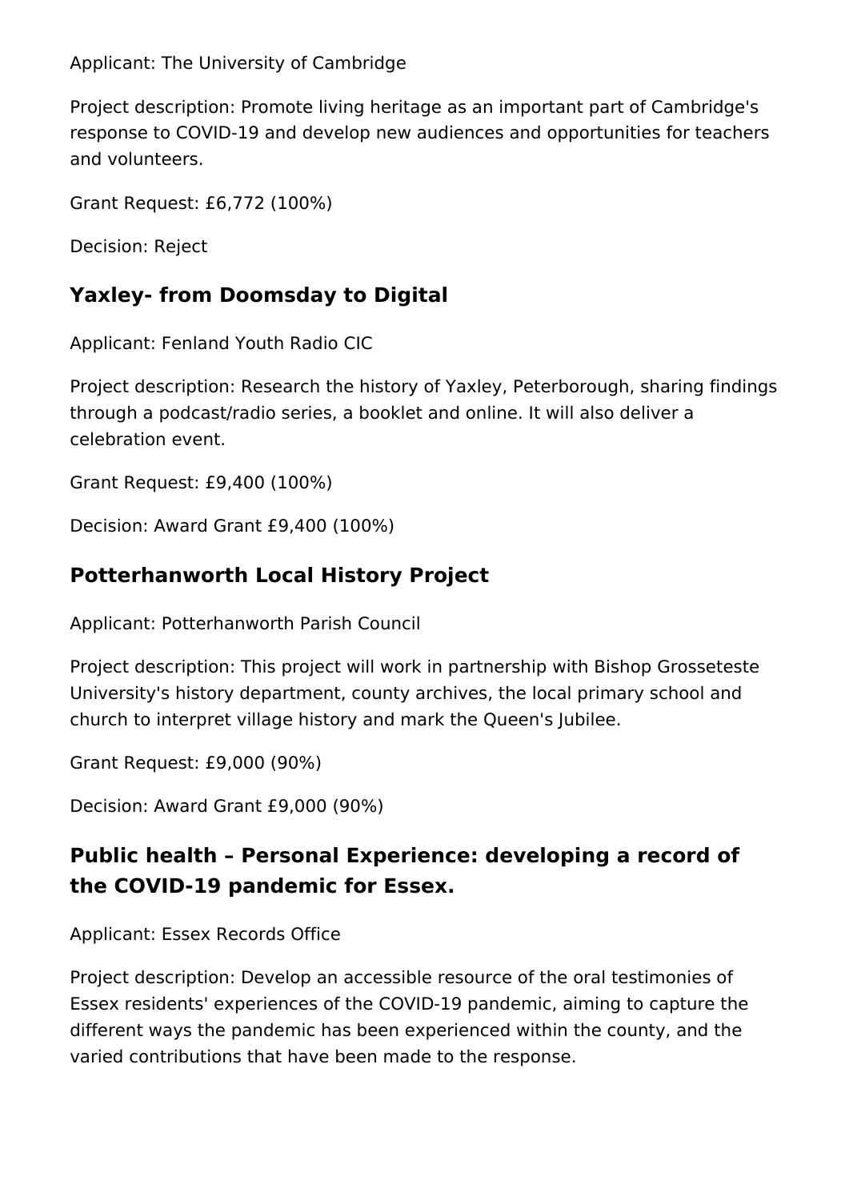Applicant: The University of Cambridge

Project description: Promote living heritage as an important part of Cambridge's response to COVID-19 and develop new audiences and opportunities for teachers and volunteers.

Grant Request: £6,772 (100%)

Decision: Reject

## Yaxley- from Doomsday to Digital

Applicant: Fenland Youth Radio CIC

Project description: Research the history of Yaxley, Peterborough, sharing findings through a podcast/radio series, a booklet and online. It will also deliver a celebration event.

Grant Request: £9,400 (100%)

Decision: Award Grant £9,400 (100%)

## Potterhanworth Local History Project

Applicant: Potterhanworth Parish Council

Project description: This project will work in partnership with Bishop Grosseteste University's history department, county archives, the local primary school and church to interpret village history and mark the Queen's Jubilee.

Grant Request: £9,000 (90%)

Decision: Award Grant £9,000 (90%)

## Public health – Personal Experience: developing a record of the COVID-19 pandemic for Essex.

Applicant: Essex Records Office

Project description: Develop an accessible resource of the oral testimonies of Essex residents' experiences of the COVID-19 pandemic, aiming to capture the different ways the pandemic has been experienced within the county, and the varied contributions that have been made to the response.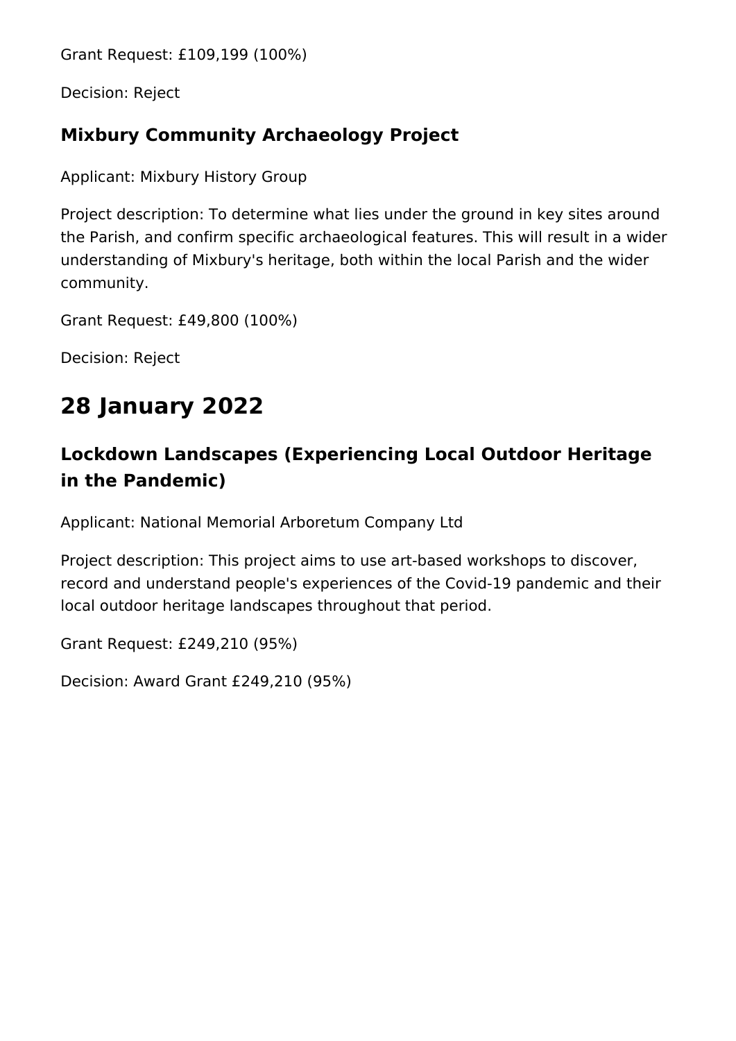Grant Request: £109,199 (100%)

Decision: Reject

### Mixbury Community Archaeology Project

Applicant: Mixbury History Group

Project description: To determine what lies under the ground in key sites around the Parish, and confirm specific archaeological features. This will result in a wider understanding of Mixbury's heritage, both within the local Parish and the wider community.

Grant Request: £49,800 (100%)

Decision: Reject

## 28 January 2022

### Lockdown Landscapes (Experiencing Local Outdoor Heritage in the Pandemic)

Applicant: National Memorial Arboretum Company Ltd

Project description: This project aims to use art-based workshops to discover, record and understand people's experiences of the Covid-19 pandemic and their local outdoor heritage landscapes throughout that period.

Grant Request: £249,210 (95%)

Decision: Award Grant £249,210 (95%)